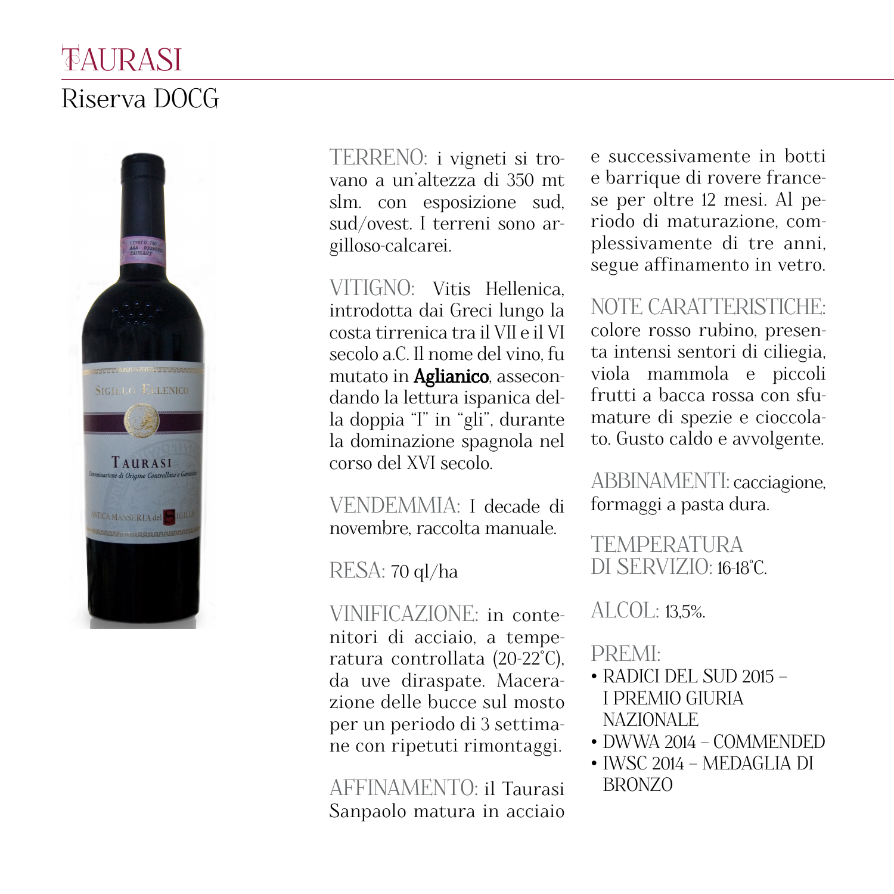# TAURASI

## Riserva DOCG

TERRENO: i vigneti si trovano a un'altezza di 350 mt slm. con esposizione sud, sud/ovest. I terreni sono argilloso-calcarei.

VITIGNO: Vitis Hellenica, introdotta dai Greci lungo la costa tirrenica tra il VII e il VI secolo a.C. Il nome del vino, fu mutato in **Aglianico**, assecondando la lettura ispanica della doppia "l" in "gli", durante la dominazione spagnola nel corso del XVI secolo.

VENDEMMIA: I decade di novembre, raccolta manuale.

RESA: 70 ql/ha

VINIFICAZIONE: in contenitori di acciaio, a temperatura controllata (20-22°C), da uve diraspate. Macerazione delle bucce sul mosto per un periodo di 3 settimane con ripetuti rimontaggi.

AFFINAMENTO: il Taurasi Sanpaolo matura in acciaio e successivamente in botti e barrique di rovere francese per oltre 12 mesi. Al periodo di maturazione, complessivamente di tre anni, segue affinamento in vetro.

NOTE CARATTERISTICHE: colore rosso rubino, presenta intensi sentori di ciliegia, viola mammola e piccoli frutti a bacca rossa con sfumature di spezie e cioccolato. Gusto caldo e avvolgente.

ABBINAMENTI: cacciagione, formaggi a pasta dura.

TEMPERATURA DI SERVIZIO: 16-18°C.

ALCOL: 13,5%.

PREMI:
- RADICI DEL SUD 2015 – I PREMIO GIURIA NAZIONALE
- DWWA 2014 – COMMENDED
- IWSC 2014 – MEDAGLIA DI BRONZO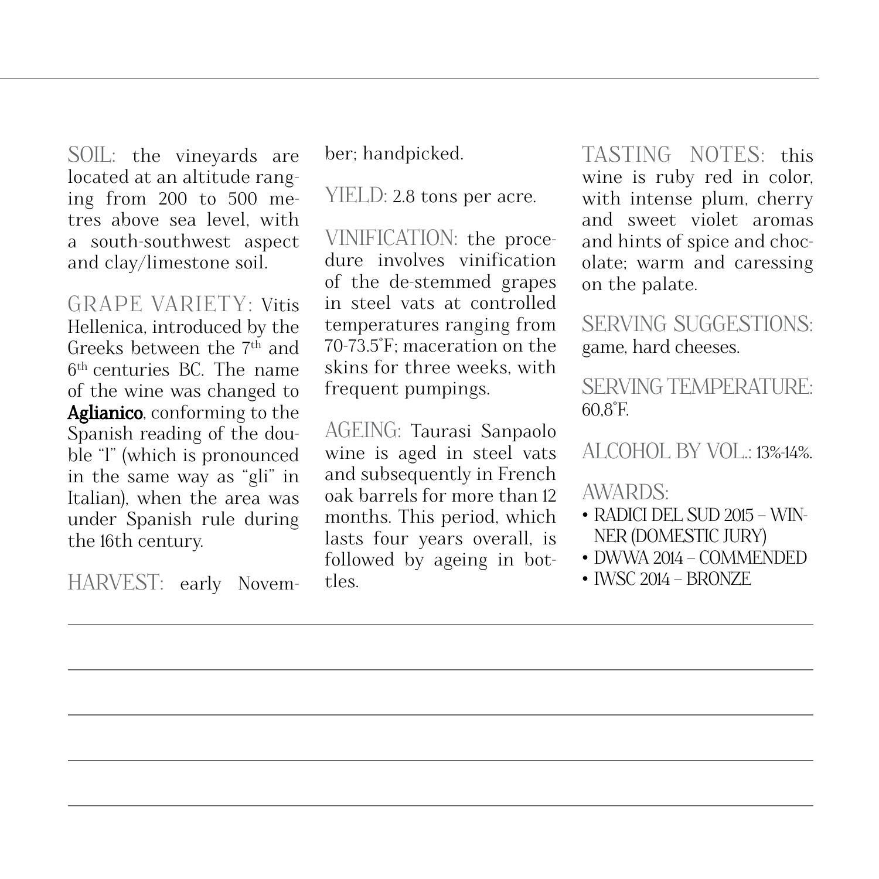SOIL: the vineyards are located at an altitude ranging from 200 to 500 metres above sea level, with a south-southwest aspect and clay/limestone soil.

GRAPE VARIETY: Vitis Hellenica, introduced by the Greeks between the 7th and 6th centuries BC. The name of the wine was changed to **Aglianico**, conforming to the Spanish reading of the double "l" (which is pronounced in the same way as "gli" in Italian), when the area was under Spanish rule during the 16th century.

HARVEST: early November; handpicked.

YIELD: 2.8 tons per acre.

VINIFICATION: the procedure involves vinification of the de-stemmed grapes in steel vats at controlled temperatures ranging from 70-73.5°F; maceration on the skins for three weeks, with frequent pumpings.

AGEING: Taurasi Sanpaolo wine is aged in steel vats and subsequently in French oak barrels for more than 12 months. This period, which lasts four years overall, is followed by ageing in bottles.

TASTING NOTES: this wine is ruby red in color, with intense plum, cherry and sweet violet aromas and hints of spice and chocolate; warm and caressing on the palate.

SERVING SUGGESTIONS: game, hard cheeses.

SERVING TEMPERATURE: 60,8°F.

ALCOHOL BY VOL.: 13%-14%.

AWARDS:

- RADICI DEL SUD 2015 – WINNER (DOMESTIC JURY)
- DWWA 2014 – COMMENDED
- IWSC 2014 – BRONZE